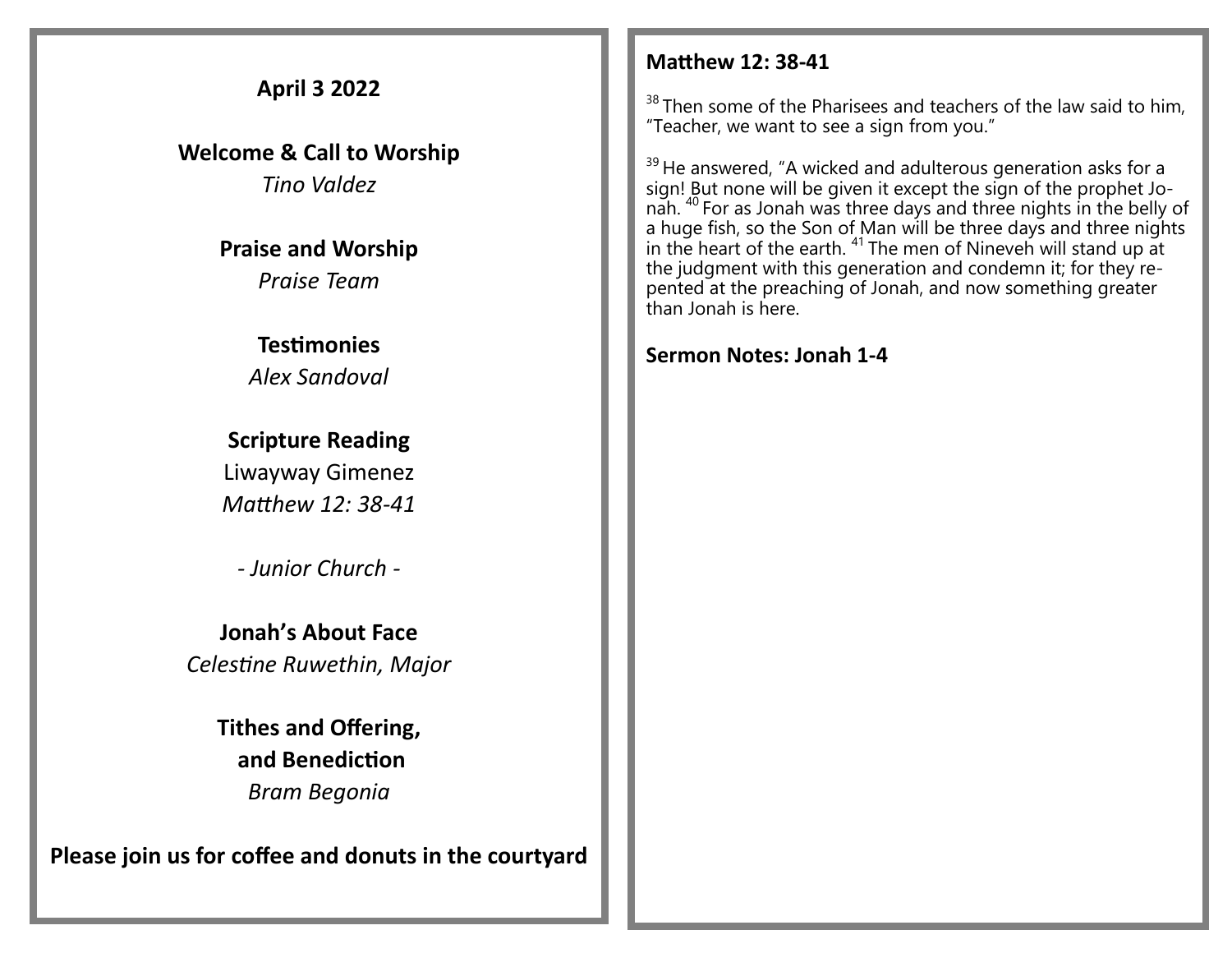**April 3 2022**

**Welcome & Call to Worship**
*Tino Valdez*

**Praise and Worship**
*Praise Team*

**Testimonies**
*Alex Sandoval*

**Scripture Reading**
Liwayway Gimenez
*Matthew 12: 38-41*

*- Junior Church -*

**Jonah's About Face**
*Celestine Ruwethin, Major*

**Tithes and Offering,**
**and Benediction**
*Bram Begonia*

**Please join us for coffee and donuts in the courtyard**

**Matthew 12: 38-41**

[38] Then some of the Pharisees and teachers of the law said to him, "Teacher, we want to see a sign from you."

[39] He answered, "A wicked and adulterous generation asks for a sign! But none will be given it except the sign of the prophet Jonah. [40] For as Jonah was three days and three nights in the belly of a huge fish, so the Son of Man will be three days and three nights in the heart of the earth. [41] The men of Nineveh will stand up at the judgment with this generation and condemn it; for they repented at the preaching of Jonah, and now something greater than Jonah is here.

**Sermon Notes: Jonah 1-4**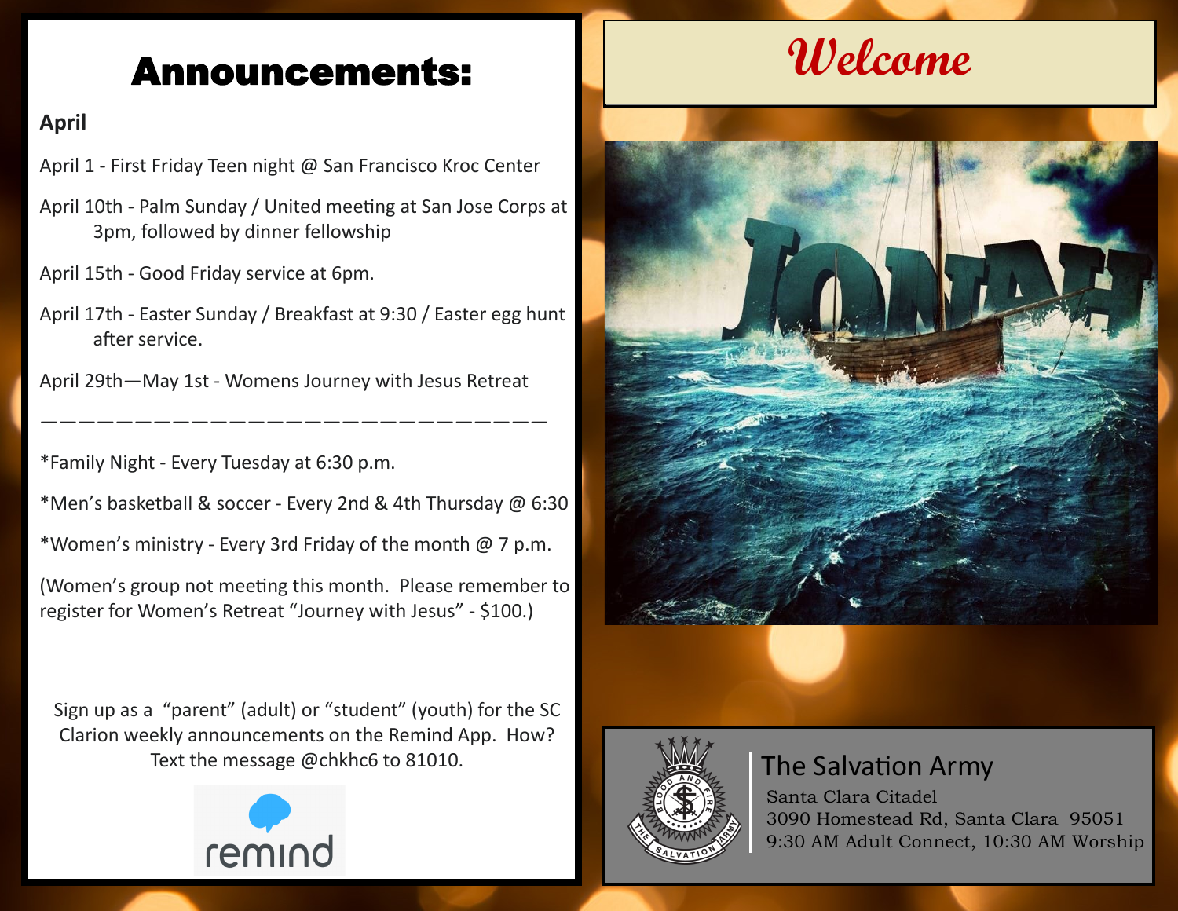# Announcements:

**April**

April 1 - First Friday Teen night @ San Francisco Kroc Center

April 10th - Palm Sunday / United meeting at San Jose Corps at 3pm, followed by dinner fellowship

April 15th - Good Friday service at 6pm.

April 17th - Easter Sunday / Breakfast at 9:30 / Easter egg hunt after service.

April 29th—May 1st - Womens Journey with Jesus Retreat

————————————————————————————

*Family Night - Every Tuesday at 6:30 p.m.

*Men's basketball & soccer - Every 2nd & 4th Thursday @ 6:30

*Women's ministry - Every 3rd Friday of the month @ 7 p.m.

(Women's group not meeting this month. Please remember to register for Women's Retreat "Journey with Jesus" - $100.)

Sign up as a "parent" (adult) or "student" (youth) for the SC Clarion weekly announcements on the Remind App. How? Text the message @chkhc6 to 81010.

remind

# Welcome

JONAH

The Salvation Army

Santa Clara Citadel
3090 Homestead Rd, Santa Clara 95051
9:30 AM Adult Connect, 10:30 AM Worship